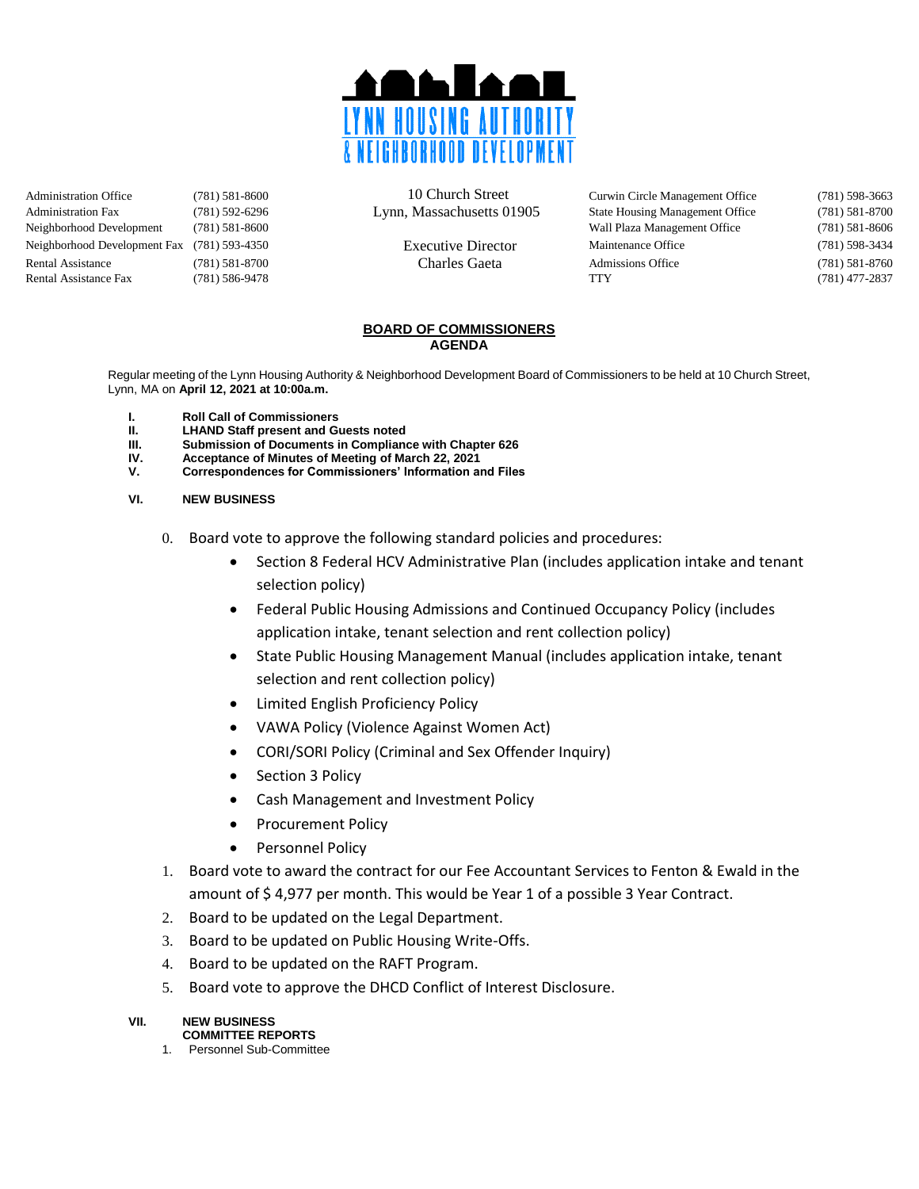LYNN HOUSING AUTHORITY
& NEIGHBORHOOD DEVELOPMENT

| | | | | |
|---|---|---|---|---|
| Administration Office | (781) 581-8600 | 10 Church Street | Curwin Circle Management Office | (781) 598-3663 |
| Administration Fax | (781) 592-6296 | Lynn, Massachusetts 01905 | State Housing Management Office | (781) 581-8700 |
| Neighborhood Development | (781) 581-8600 | | Wall Plaza Management Office | (781) 581-8606 |
| Neighborhood Development Fax | (781) 593-4350 | Executive Director | Maintenance Office | (781) 598-3434 |
| Rental Assistance | (781) 581-8700 | Charles Gaeta | Admissions Office | (781) 581-8760 |
| Rental Assistance Fax | (781) 586-9478 | | TTY | (781) 477-2837 |

## BOARD OF COMMISSIONERS
## AGENDA

Regular meeting of the Lynn Housing Authority & Neighborhood Development Board of Commissioners to be held at 10 Church Street, Lynn, MA on **April 12, 2021 at 10:00a.m.**

**I. Roll Call of Commissioners**
**II. LHAND Staff present and Guests noted**
**III. Submission of Documents in Compliance with Chapter 626**
**IV. Acceptance of Minutes of Meeting of March 22, 2021**
**V. Correspondences for Commissioners' Information and Files**

**VI. NEW BUSINESS**

0. Board vote to approve the following standard policies and procedures:
   - Section 8 Federal HCV Administrative Plan (includes application intake and tenant selection policy)
   - Federal Public Housing Admissions and Continued Occupancy Policy (includes application intake, tenant selection and rent collection policy)
   - State Public Housing Management Manual (includes application intake, tenant selection and rent collection policy)
   - Limited English Proficiency Policy
   - VAWA Policy (Violence Against Women Act)
   - CORI/SORI Policy (Criminal and Sex Offender Inquiry)
   - Section 3 Policy
   - Cash Management and Investment Policy
   - Procurement Policy
   - Personnel Policy
1. Board vote to award the contract for our Fee Accountant Services to Fenton & Ewald in the amount of $ 4,977 per month. This would be Year 1 of a possible 3 Year Contract.
2. Board to be updated on the Legal Department.
3. Board to be updated on Public Housing Write-Offs.
4. Board to be updated on the RAFT Program.
5. Board vote to approve the DHCD Conflict of Interest Disclosure.

**VII. NEW BUSINESS**
**COMMITTEE REPORTS**

1. Personnel Sub-Committee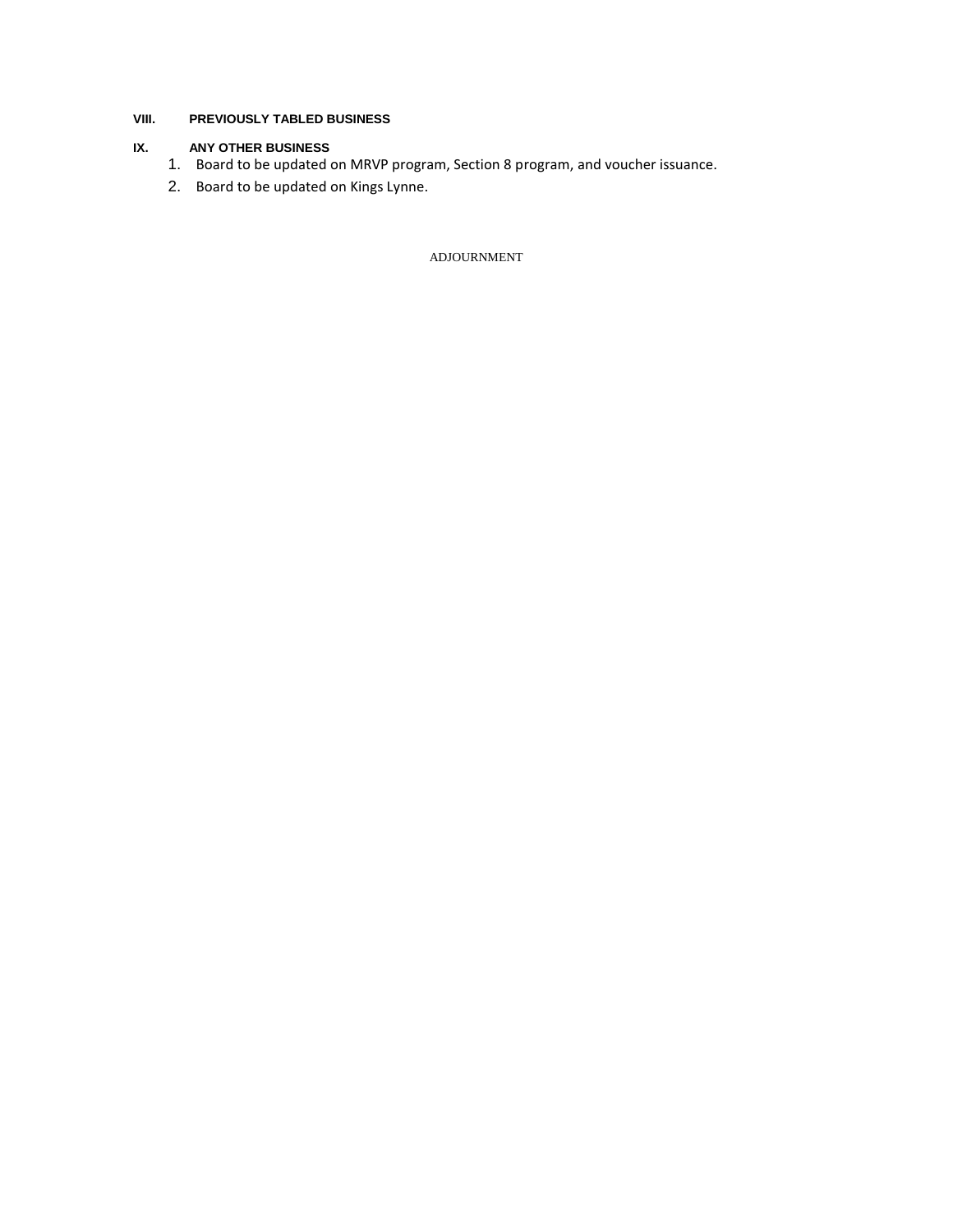## VIII. PREVIOUSLY TABLED BUSINESS

## IX. ANY OTHER BUSINESS

1. Board to be updated on MRVP program, Section 8 program, and voucher issuance.
2. Board to be updated on Kings Lynne.

ADJOURNMENT